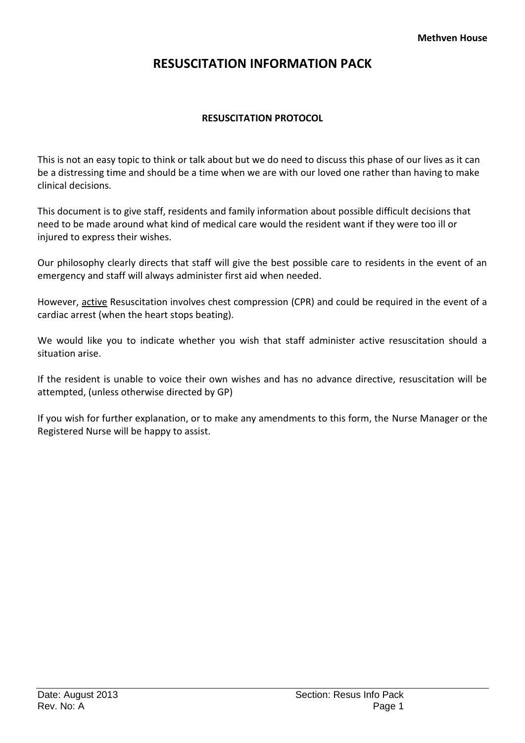# RESUSCITATION INFORMATION PACK

## RESUSCITATION PROTOCOL

This is not an easy topic to think or talk about but we do need to discuss this phase of our lives as it can be a distressing time and should be a time when we are with our loved one rather than having to make clinical decisions.

This document is to give staff, residents and family information about possible difficult decisions that need to be made around what kind of medical care would the resident want if they were too ill or injured to express their wishes.

Our philosophy clearly directs that staff will give the best possible care to residents in the event of an emergency and staff will always administer first aid when needed.

However, <u>active</u> Resuscitation involves chest compression (CPR) and could be required in the event of a cardiac arrest (when the heart stops beating).

We would like you to indicate whether you wish that staff administer active resuscitation should a situation arise.

If the resident is unable to voice their own wishes and has no advance directive, resuscitation will be attempted, (unless otherwise directed by GP)

If you wish for further explanation, or to make any amendments to this form, the Nurse Manager or the Registered Nurse will be happy to assist.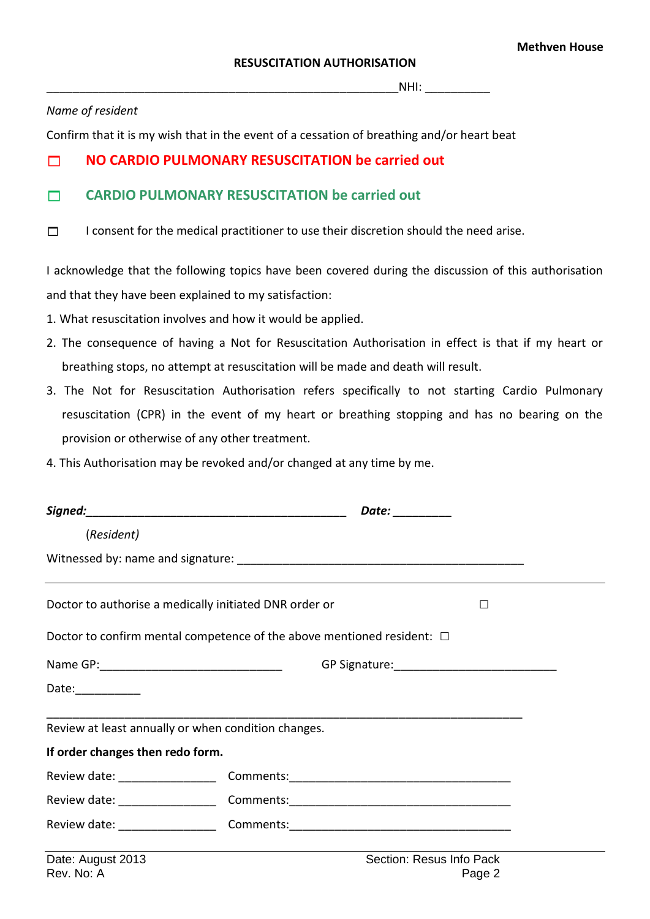Methven House

**RESUSCITATION AUTHORISATION**

_______________________________________________________NHI: __________

*Name of resident*

Confirm that it is my wish that in the event of a cessation of breathing and/or heart beat

☐ **NO CARDIO PULMONARY RESUSCITATION be carried out**

☐ **CARDIO PULMONARY RESUSCITATION be carried out**

☐ I consent for the medical practitioner to use their discretion should the need arise.

I acknowledge that the following topics have been covered during the discussion of this authorisation and that they have been explained to my satisfaction:

1. What resuscitation involves and how it would be applied.
2. The consequence of having a Not for Resuscitation Authorisation in effect is that if my heart or breathing stops, no attempt at resuscitation will be made and death will result.
3. The Not for Resuscitation Authorisation refers specifically to not starting Cardio Pulmonary resuscitation (CPR) in the event of my heart or breathing stopping and has no bearing on the provision or otherwise of any other treatment.
4. This Authorisation may be revoked and/or changed at any time by me.

***Signed:*****________________________________________** ***Date:*** **_________**

(*Resident*)

Witnessed by: name and signature: _____________________________________________

---

Doctor to authorise a medically initiated DNR order or ☐

Doctor to confirm mental competence of the above mentioned resident: ☐

Name GP:____________________________ GP Signature:_________________________

Date:__________

___________________________________________________________________________

Review at least annually or when condition changes.

**If order changes then redo form.**

Review date: _______________ Comments:__________________________________

Review date: _______________ Comments:__________________________________

Review date: _______________ Comments:__________________________________

Date: August 2013
Rev. No: A

Section: Resus Info Pack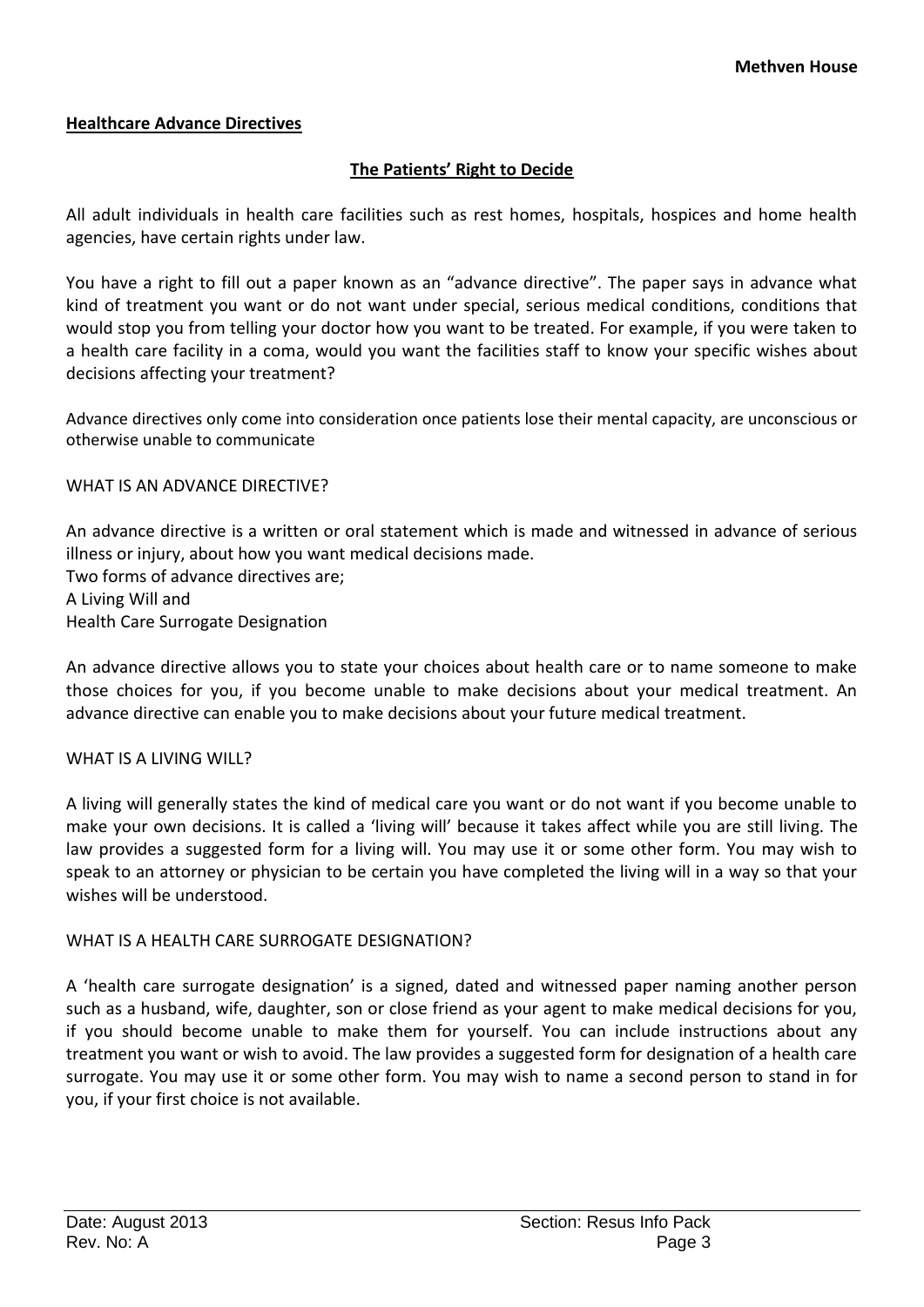## Healthcare Advance Directives

### The Patients' Right to Decide

All adult individuals in health care facilities such as rest homes, hospitals, hospices and home health agencies, have certain rights under law.

You have a right to fill out a paper known as an "advance directive". The paper says in advance what kind of treatment you want or do not want under special, serious medical conditions, conditions that would stop you from telling your doctor how you want to be treated. For example, if you were taken to a health care facility in a coma, would you want the facilities staff to know your specific wishes about decisions affecting your treatment?

Advance directives only come into consideration once patients lose their mental capacity, are unconscious or otherwise unable to communicate

WHAT IS AN ADVANCE DIRECTIVE?

An advance directive is a written or oral statement which is made and witnessed in advance of serious illness or injury, about how you want medical decisions made.
Two forms of advance directives are;
A Living Will and
Health Care Surrogate Designation

An advance directive allows you to state your choices about health care or to name someone to make those choices for you, if you become unable to make decisions about your medical treatment. An advance directive can enable you to make decisions about your future medical treatment.

WHAT IS A LIVING WILL?

A living will generally states the kind of medical care you want or do not want if you become unable to make your own decisions. It is called a 'living will' because it takes affect while you are still living. The law provides a suggested form for a living will. You may use it or some other form. You may wish to speak to an attorney or physician to be certain you have completed the living will in a way so that your wishes will be understood.

WHAT IS A HEALTH CARE SURROGATE DESIGNATION?

A 'health care surrogate designation' is a signed, dated and witnessed paper naming another person such as a husband, wife, daughter, son or close friend as your agent to make medical decisions for you, if you should become unable to make them for yourself. You can include instructions about any treatment you want or wish to avoid. The law provides a suggested form for designation of a health care surrogate. You may use it or some other form. You may wish to name a second person to stand in for you, if your first choice is not available.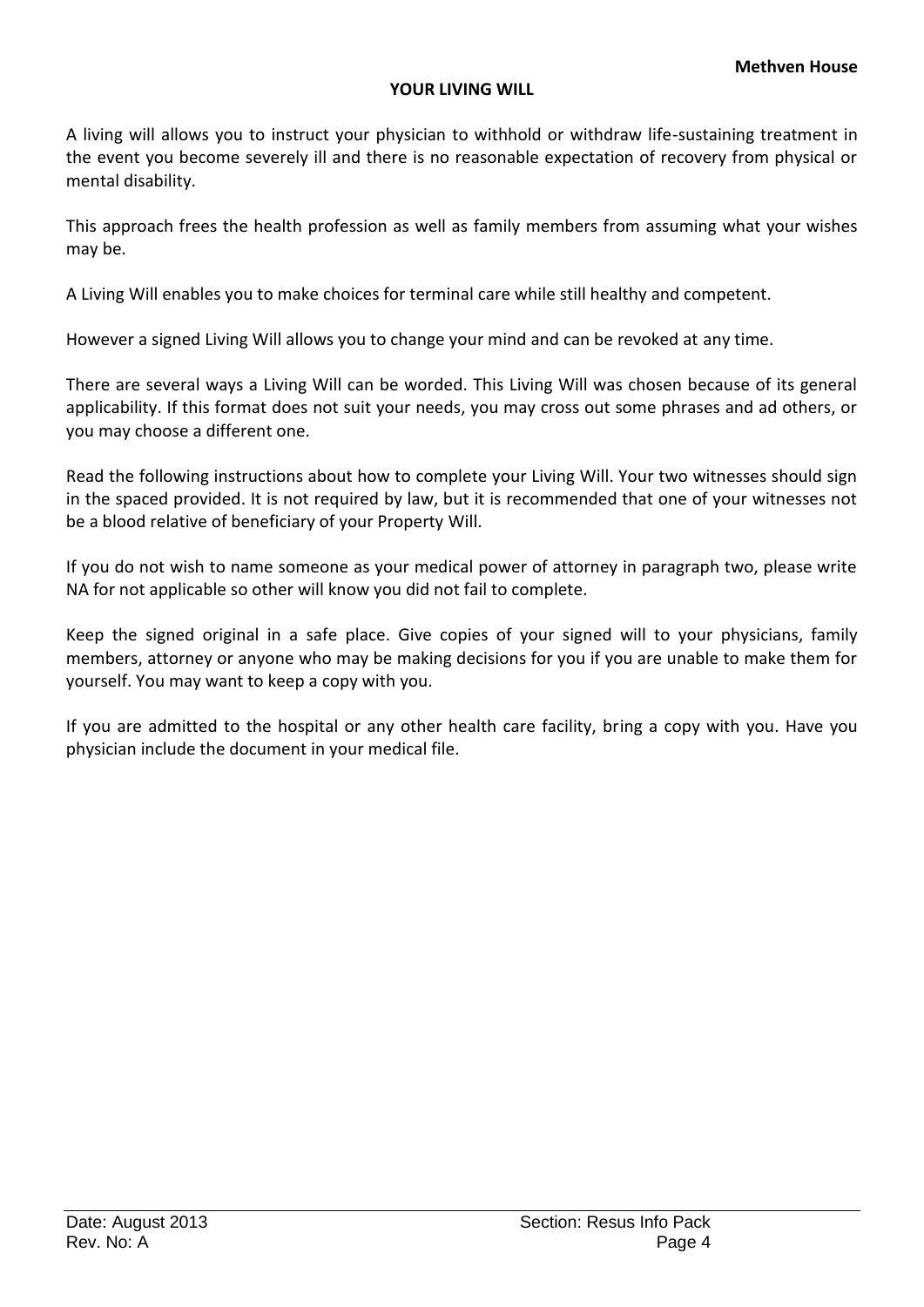## YOUR LIVING WILL

A living will allows you to instruct your physician to withhold or withdraw life-sustaining treatment in the event you become severely ill and there is no reasonable expectation of recovery from physical or mental disability.

This approach frees the health profession as well as family members from assuming what your wishes may be.

A Living Will enables you to make choices for terminal care while still healthy and competent.

However a signed Living Will allows you to change your mind and can be revoked at any time.

There are several ways a Living Will can be worded. This Living Will was chosen because of its general applicability. If this format does not suit your needs, you may cross out some phrases and ad others, or you may choose a different one.

Read the following instructions about how to complete your Living Will. Your two witnesses should sign in the spaced provided. It is not required by law, but it is recommended that one of your witnesses not be a blood relative of beneficiary of your Property Will.

If you do not wish to name someone as your medical power of attorney in paragraph two, please write NA for not applicable so other will know you did not fail to complete.

Keep the signed original in a safe place. Give copies of your signed will to your physicians, family members, attorney or anyone who may be making decisions for you if you are unable to make them for yourself. You may want to keep a copy with you.

If you are admitted to the hospital or any other health care facility, bring a copy with you. Have you physician include the document in your medical file.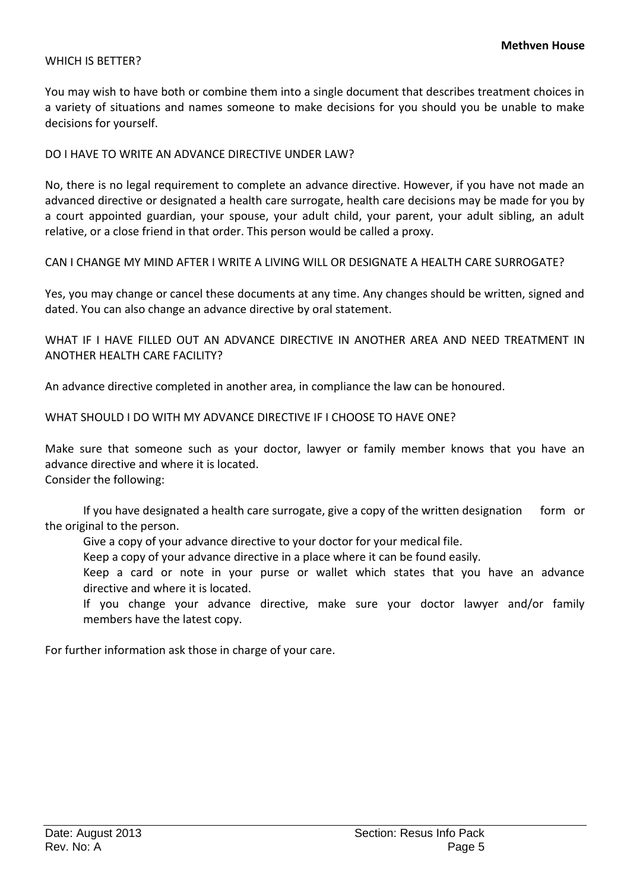WHICH IS BETTER?

You may wish to have both or combine them into a single document that describes treatment choices in a variety of situations and names someone to make decisions for you should you be unable to make decisions for yourself.

DO I HAVE TO WRITE AN ADVANCE DIRECTIVE UNDER LAW?

No, there is no legal requirement to complete an advance directive. However, if you have not made an advanced directive or designated a health care surrogate, health care decisions may be made for you by a court appointed guardian, your spouse, your adult child, your parent, your adult sibling, an adult relative, or a close friend in that order. This person would be called a proxy.

CAN I CHANGE MY MIND AFTER I WRITE A LIVING WILL OR DESIGNATE A HEALTH CARE SURROGATE?

Yes, you may change or cancel these documents at any time. Any changes should be written, signed and dated. You can also change an advance directive by oral statement.

WHAT IF I HAVE FILLED OUT AN ADVANCE DIRECTIVE IN ANOTHER AREA AND NEED TREATMENT IN ANOTHER HEALTH CARE FACILITY?

An advance directive completed in another area, in compliance the law can be honoured.

WHAT SHOULD I DO WITH MY ADVANCE DIRECTIVE IF I CHOOSE TO HAVE ONE?

Make sure that someone such as your doctor, lawyer or family member knows that you have an advance directive and where it is located.
Consider the following:

- If you have designated a health care surrogate, give a copy of the written designation form or the original to the person.
- Give a copy of your advance directive to your doctor for your medical file.
- Keep a copy of your advance directive in a place where it can be found easily.
- Keep a card or note in your purse or wallet which states that you have an advance directive and where it is located.
- If you change your advance directive, make sure your doctor lawyer and/or family members have the latest copy.

For further information ask those in charge of your care.